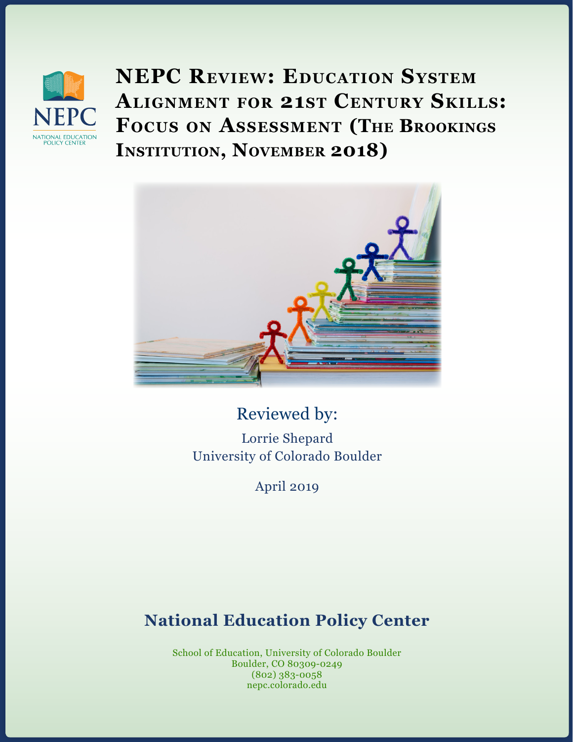# NEPC Review: Education System Alignment for 21st Century Skills: Focus on Assessment (The Brookings Institution, November 2018)

Reviewed by:

Lorrie Shepard
University of Colorado Boulder

April 2019

## National Education Policy Center

School of Education, University of Colorado Boulder
Boulder, CO 80309-0249
(802) 383-0058
nepc.colorado.edu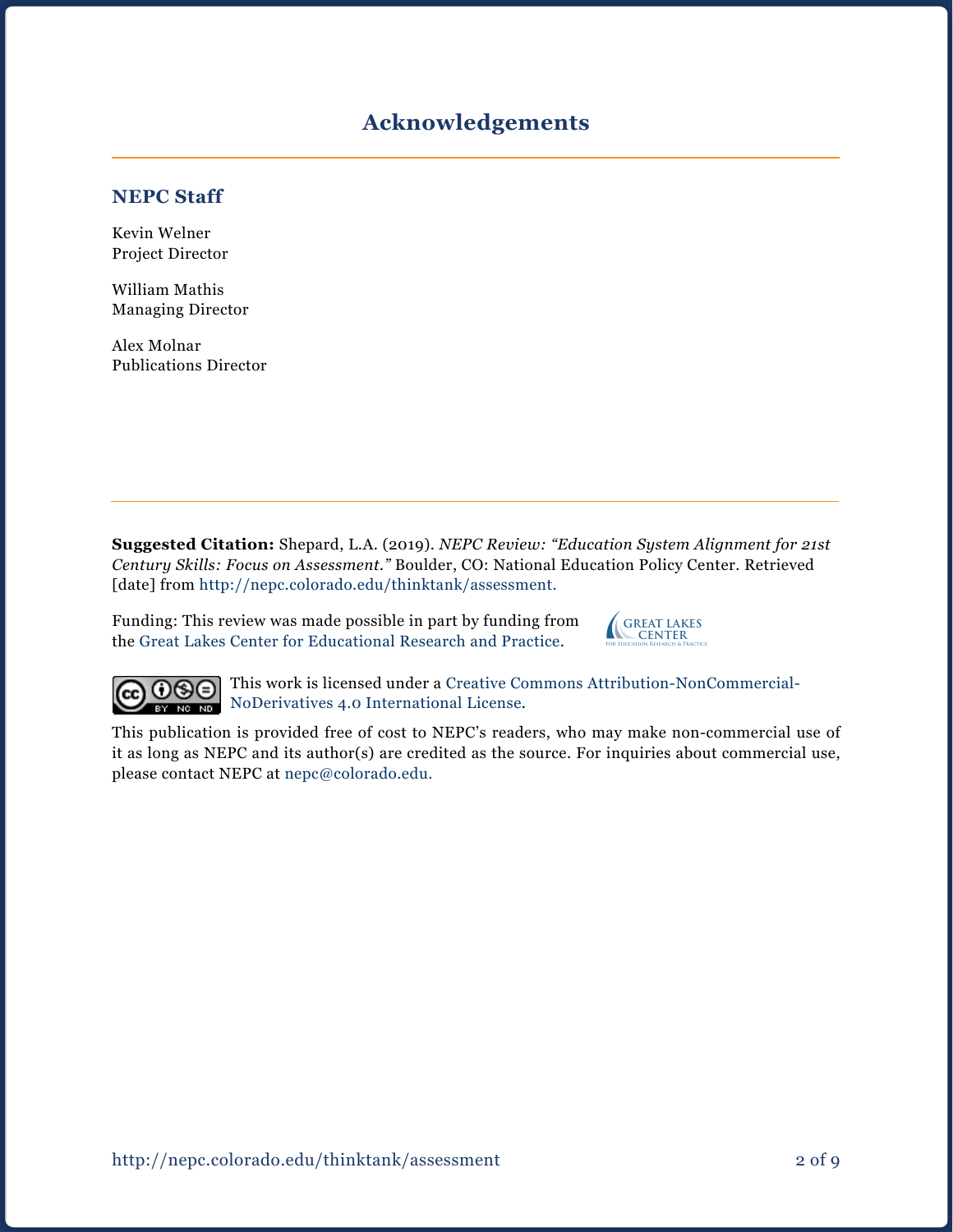# Acknowledgements

## NEPC Staff

Kevin Welner
Project Director

William Mathis
Managing Director

Alex Molnar
Publications Director

**Suggested Citation:** Shepard, L.A. (2019). *NEPC Review: "Education System Alignment for 21st Century Skills: Focus on Assessment."* Boulder, CO: National Education Policy Center. Retrieved [date] from http://nepc.colorado.edu/thinktank/assessment.

Funding: This review was made possible in part by funding from the Great Lakes Center for Educational Research and Practice.

This work is licensed under a Creative Commons Attribution-NonCommercial-NoDerivatives 4.0 International License.

This publication is provided free of cost to NEPC's readers, who may make non-commercial use of it as long as NEPC and its author(s) are credited as the source. For inquiries about commercial use, please contact NEPC at nepc@colorado.edu.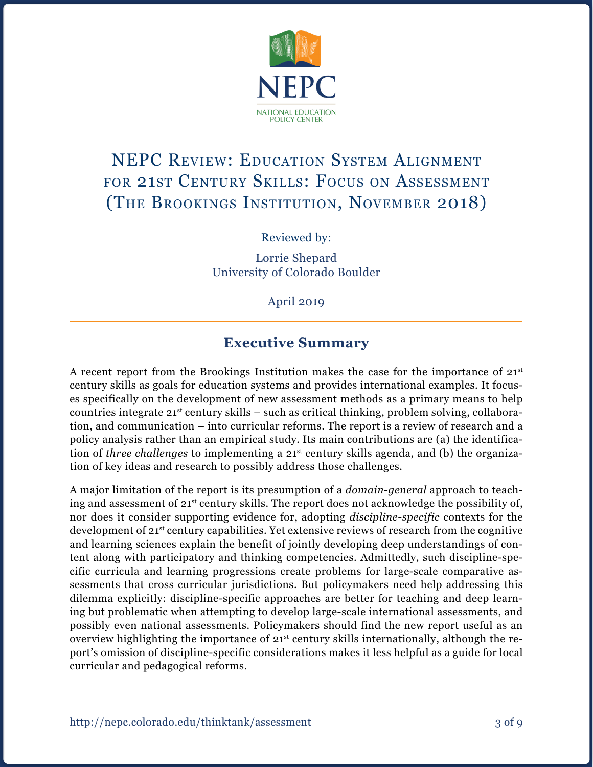NEPC

NATIONAL EDUCATION POLICY CENTER

# NEPC Review: Education System Alignment for 21st Century Skills: Focus on Assessment (The Brookings Institution, November 2018)

Reviewed by:

Lorrie Shepard
University of Colorado Boulder

April 2019

## Executive Summary

A recent report from the Brookings Institution makes the case for the importance of 21st century skills as goals for education systems and provides international examples. It focuses specifically on the development of new assessment methods as a primary means to help countries integrate 21st century skills – such as critical thinking, problem solving, collaboration, and communication – into curricular reforms. The report is a review of research and a policy analysis rather than an empirical study. Its main contributions are (a) the identification of *three challenges* to implementing a 21st century skills agenda, and (b) the organization of key ideas and research to possibly address those challenges.

A major limitation of the report is its presumption of a *domain-general* approach to teaching and assessment of 21st century skills. The report does not acknowledge the possibility of, nor does it consider supporting evidence for, adopting *discipline-specific* contexts for the development of 21st century capabilities. Yet extensive reviews of research from the cognitive and learning sciences explain the benefit of jointly developing deep understandings of content along with participatory and thinking competencies. Admittedly, such discipline-specific curricula and learning progressions create problems for large-scale comparative assessments that cross curricular jurisdictions. But policymakers need help addressing this dilemma explicitly: discipline-specific approaches are better for teaching and deep learning but problematic when attempting to develop large-scale international assessments, and possibly even national assessments. Policymakers should find the new report useful as an overview highlighting the importance of 21st century skills internationally, although the report's omission of discipline-specific considerations makes it less helpful as a guide for local curricular and pedagogical reforms.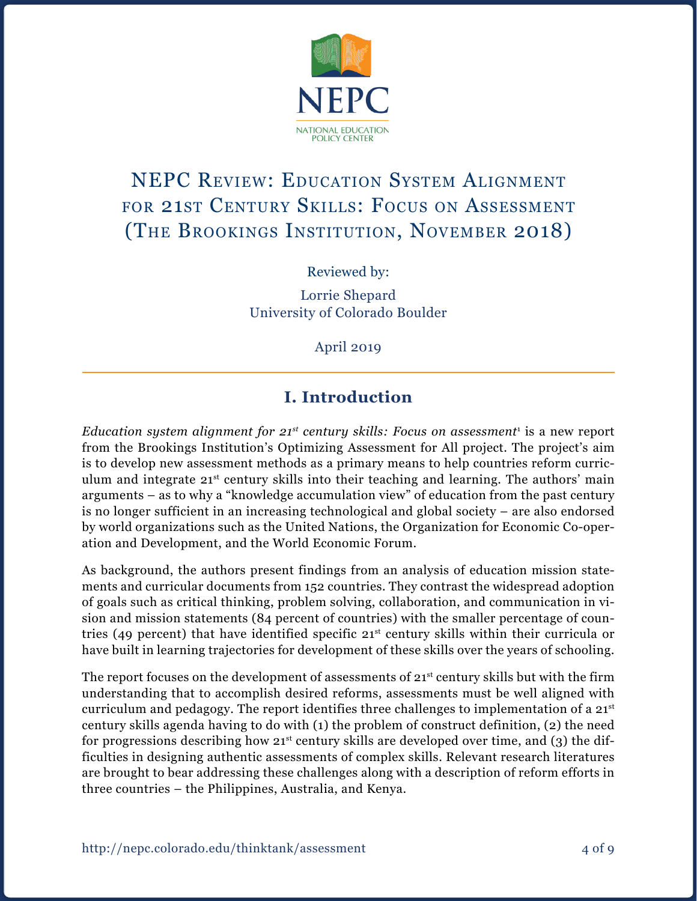NEPC

NATIONAL EDUCATION POLICY CENTER

# NEPC Review: Education System Alignment for 21st Century Skills: Focus on Assessment (The Brookings Institution, November 2018)

Reviewed by:

Lorrie Shepard
University of Colorado Boulder

April 2019

## I. Introduction

*Education system alignment for 21st century skills: Focus on assessment*[1] is a new report from the Brookings Institution's Optimizing Assessment for All project. The project's aim is to develop new assessment methods as a primary means to help countries reform curriculum and integrate 21st century skills into their teaching and learning. The authors' main arguments – as to why a "knowledge accumulation view" of education from the past century is no longer sufficient in an increasing technological and global society – are also endorsed by world organizations such as the United Nations, the Organization for Economic Co-operation and Development, and the World Economic Forum.

As background, the authors present findings from an analysis of education mission statements and curricular documents from 152 countries. They contrast the widespread adoption of goals such as critical thinking, problem solving, collaboration, and communication in vision and mission statements (84 percent of countries) with the smaller percentage of countries (49 percent) that have identified specific 21st century skills within their curricula or have built in learning trajectories for development of these skills over the years of schooling.

The report focuses on the development of assessments of 21st century skills but with the firm understanding that to accomplish desired reforms, assessments must be well aligned with curriculum and pedagogy. The report identifies three challenges to implementation of a 21st century skills agenda having to do with (1) the problem of construct definition, (2) the need for progressions describing how 21st century skills are developed over time, and (3) the difficulties in designing authentic assessments of complex skills. Relevant research literatures are brought to bear addressing these challenges along with a description of reform efforts in three countries – the Philippines, Australia, and Kenya.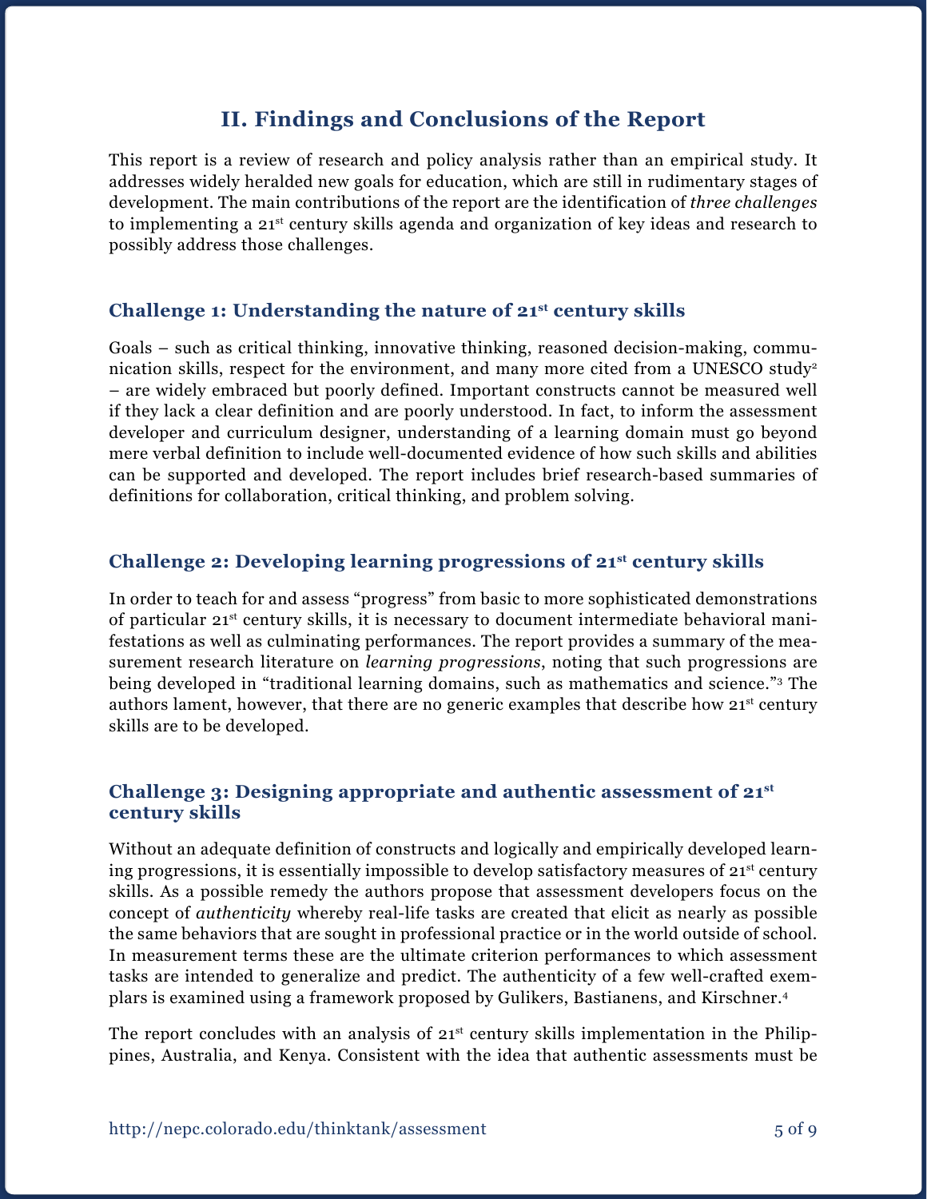## II. Findings and Conclusions of the Report

This report is a review of research and policy analysis rather than an empirical study. It addresses widely heralded new goals for education, which are still in rudimentary stages of development. The main contributions of the report are the identification of *three challenges* to implementing a 21st century skills agenda and organization of key ideas and research to possibly address those challenges.

### Challenge 1: Understanding the nature of 21st century skills

Goals – such as critical thinking, innovative thinking, reasoned decision-making, communication skills, respect for the environment, and many more cited from a UNESCO study[2] – are widely embraced but poorly defined. Important constructs cannot be measured well if they lack a clear definition and are poorly understood. In fact, to inform the assessment developer and curriculum designer, understanding of a learning domain must go beyond mere verbal definition to include well-documented evidence of how such skills and abilities can be supported and developed. The report includes brief research-based summaries of definitions for collaboration, critical thinking, and problem solving.

### Challenge 2: Developing learning progressions of 21st century skills

In order to teach for and assess "progress" from basic to more sophisticated demonstrations of particular 21st century skills, it is necessary to document intermediate behavioral manifestations as well as culminating performances. The report provides a summary of the measurement research literature on *learning progressions*, noting that such progressions are being developed in "traditional learning domains, such as mathematics and science."[3] The authors lament, however, that there are no generic examples that describe how 21st century skills are to be developed.

### Challenge 3: Designing appropriate and authentic assessment of 21st century skills

Without an adequate definition of constructs and logically and empirically developed learning progressions, it is essentially impossible to develop satisfactory measures of 21st century skills. As a possible remedy the authors propose that assessment developers focus on the concept of *authenticity* whereby real-life tasks are created that elicit as nearly as possible the same behaviors that are sought in professional practice or in the world outside of school. In measurement terms these are the ultimate criterion performances to which assessment tasks are intended to generalize and predict. The authenticity of a few well-crafted exemplars is examined using a framework proposed by Gulikers, Bastianens, and Kirschner.[4]

The report concludes with an analysis of 21st century skills implementation in the Philippines, Australia, and Kenya. Consistent with the idea that authentic assessments must be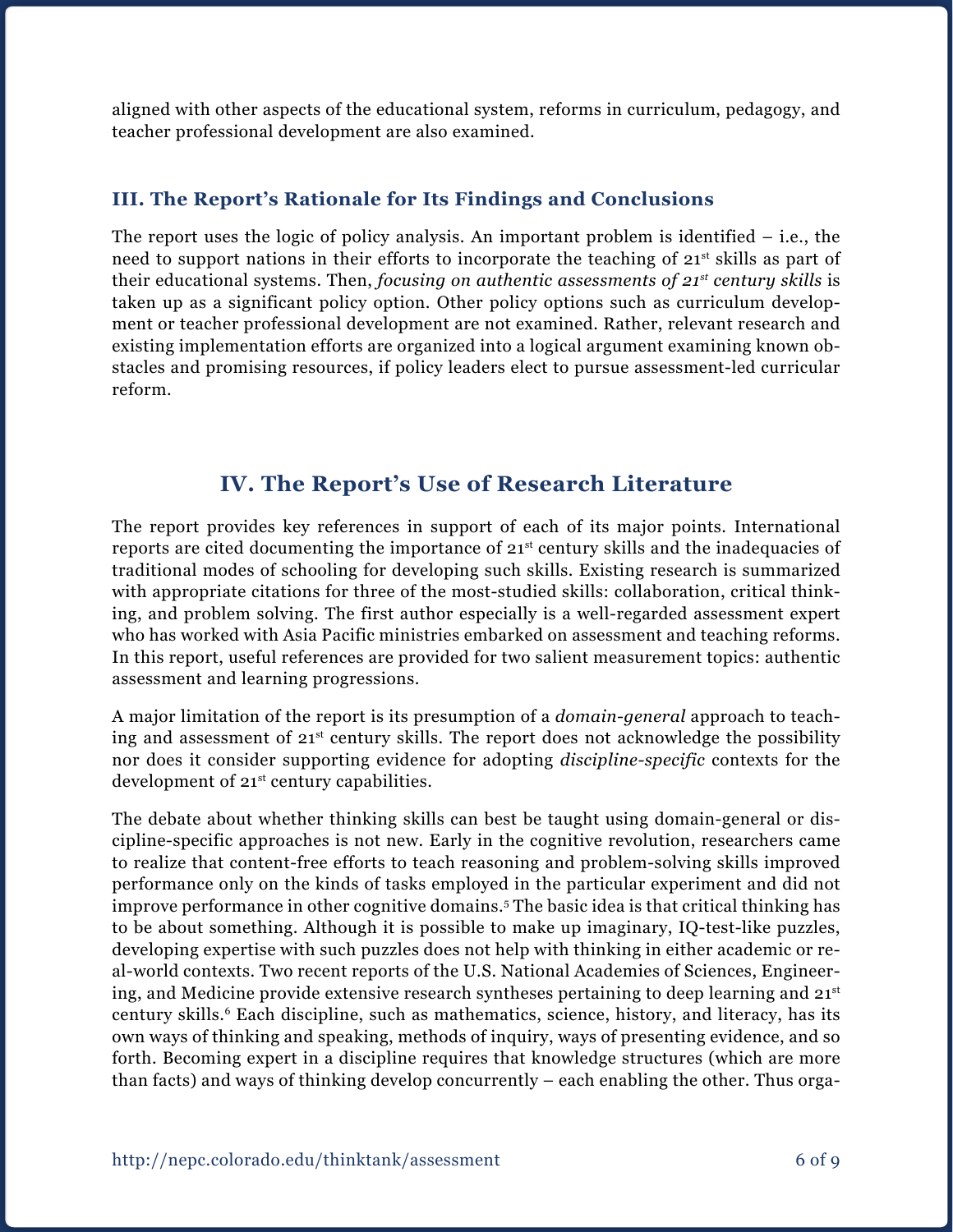aligned with other aspects of the educational system, reforms in curriculum, pedagogy, and teacher professional development are also examined.

### III. The Report's Rationale for Its Findings and Conclusions

The report uses the logic of policy analysis. An important problem is identified – i.e., the need to support nations in their efforts to incorporate the teaching of 21st skills as part of their educational systems. Then, *focusing on authentic assessments of 21st century skills* is taken up as a significant policy option. Other policy options such as curriculum development or teacher professional development are not examined. Rather, relevant research and existing implementation efforts are organized into a logical argument examining known obstacles and promising resources, if policy leaders elect to pursue assessment-led curricular reform.

## IV. The Report's Use of Research Literature

The report provides key references in support of each of its major points. International reports are cited documenting the importance of 21st century skills and the inadequacies of traditional modes of schooling for developing such skills. Existing research is summarized with appropriate citations for three of the most-studied skills: collaboration, critical thinking, and problem solving. The first author especially is a well-regarded assessment expert who has worked with Asia Pacific ministries embarked on assessment and teaching reforms. In this report, useful references are provided for two salient measurement topics: authentic assessment and learning progressions.

A major limitation of the report is its presumption of a *domain-general* approach to teaching and assessment of 21st century skills. The report does not acknowledge the possibility nor does it consider supporting evidence for adopting *discipline-specific* contexts for the development of 21st century capabilities.

The debate about whether thinking skills can best be taught using domain-general or discipline-specific approaches is not new. Early in the cognitive revolution, researchers came to realize that content-free efforts to teach reasoning and problem-solving skills improved performance only on the kinds of tasks employed in the particular experiment and did not improve performance in other cognitive domains.[5] The basic idea is that critical thinking has to be about something. Although it is possible to make up imaginary, IQ-test-like puzzles, developing expertise with such puzzles does not help with thinking in either academic or real-world contexts. Two recent reports of the U.S. National Academies of Sciences, Engineering, and Medicine provide extensive research syntheses pertaining to deep learning and 21st century skills.[6] Each discipline, such as mathematics, science, history, and literacy, has its own ways of thinking and speaking, methods of inquiry, ways of presenting evidence, and so forth. Becoming expert in a discipline requires that knowledge structures (which are more than facts) and ways of thinking develop concurrently – each enabling the other. Thus orga-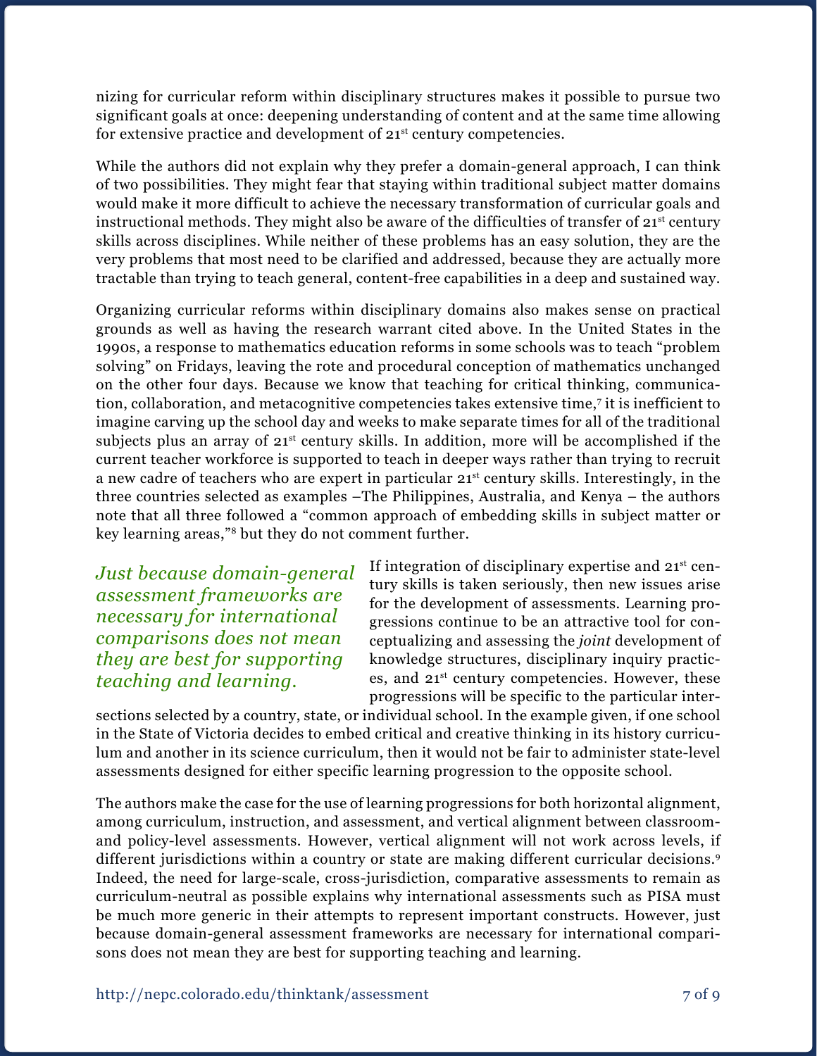nizing for curricular reform within disciplinary structures makes it possible to pursue two significant goals at once: deepening understanding of content and at the same time allowing for extensive practice and development of 21st century competencies.

While the authors did not explain why they prefer a domain-general approach, I can think of two possibilities. They might fear that staying within traditional subject matter domains would make it more difficult to achieve the necessary transformation of curricular goals and instructional methods. They might also be aware of the difficulties of transfer of 21st century skills across disciplines. While neither of these problems has an easy solution, they are the very problems that most need to be clarified and addressed, because they are actually more tractable than trying to teach general, content-free capabilities in a deep and sustained way.

Organizing curricular reforms within disciplinary domains also makes sense on practical grounds as well as having the research warrant cited above. In the United States in the 1990s, a response to mathematics education reforms in some schools was to teach "problem solving" on Fridays, leaving the rote and procedural conception of mathematics unchanged on the other four days. Because we know that teaching for critical thinking, communication, collaboration, and metacognitive competencies takes extensive time,[7] it is inefficient to imagine carving up the school day and weeks to make separate times for all of the traditional subjects plus an array of 21st century skills. In addition, more will be accomplished if the current teacher workforce is supported to teach in deeper ways rather than trying to recruit a new cadre of teachers who are expert in particular 21st century skills. Interestingly, in the three countries selected as examples –The Philippines, Australia, and Kenya – the authors note that all three followed a "common approach of embedding skills in subject matter or key learning areas,"[8] but they do not comment further.

*Just because domain-general assessment frameworks are necessary for international comparisons does not mean they are best for supporting teaching and learning.*

If integration of disciplinary expertise and 21st century skills is taken seriously, then new issues arise for the development of assessments. Learning progressions continue to be an attractive tool for conceptualizing and assessing the *joint* development of knowledge structures, disciplinary inquiry practices, and 21st century competencies. However, these progressions will be specific to the particular intersections selected by a country, state, or individual school. In the example given, if one school in the State of Victoria decides to embed critical and creative thinking in its history curriculum and another in its science curriculum, then it would not be fair to administer state-level assessments designed for either specific learning progression to the opposite school.

The authors make the case for the use of learning progressions for both horizontal alignment, among curriculum, instruction, and assessment, and vertical alignment between classroom- and policy-level assessments. However, vertical alignment will not work across levels, if different jurisdictions within a country or state are making different curricular decisions.[9] Indeed, the need for large-scale, cross-jurisdiction, comparative assessments to remain as curriculum-neutral as possible explains why international assessments such as PISA must be much more generic in their attempts to represent important constructs. However, just because domain-general assessment frameworks are necessary for international comparisons does not mean they are best for supporting teaching and learning.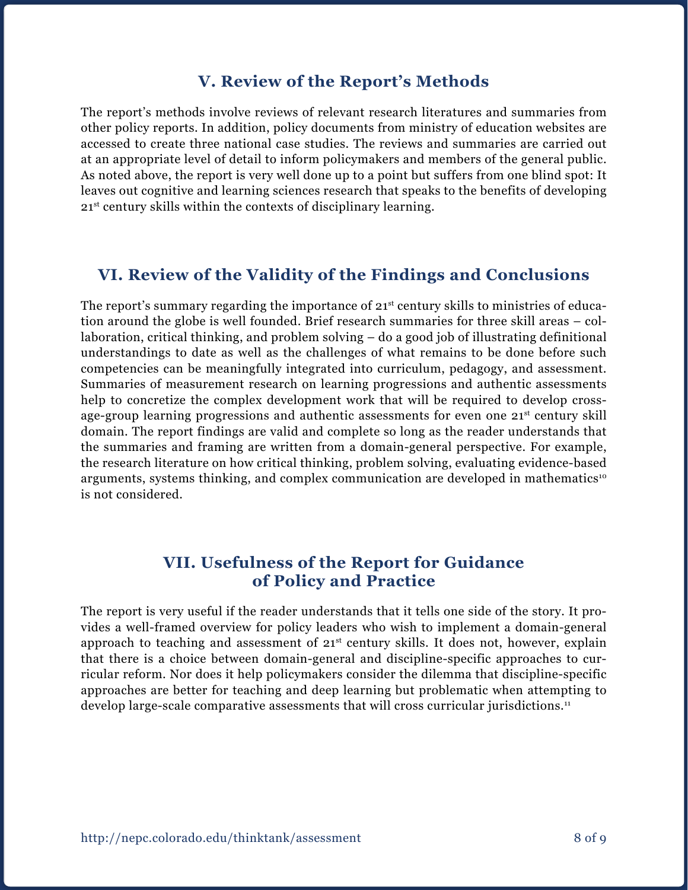## V. Review of the Report's Methods

The report's methods involve reviews of relevant research literatures and summaries from other policy reports. In addition, policy documents from ministry of education websites are accessed to create three national case studies. The reviews and summaries are carried out at an appropriate level of detail to inform policymakers and members of the general public. As noted above, the report is very well done up to a point but suffers from one blind spot: It leaves out cognitive and learning sciences research that speaks to the benefits of developing 21st century skills within the contexts of disciplinary learning.

## VI. Review of the Validity of the Findings and Conclusions

The report's summary regarding the importance of 21st century skills to ministries of education around the globe is well founded. Brief research summaries for three skill areas – collaboration, critical thinking, and problem solving – do a good job of illustrating definitional understandings to date as well as the challenges of what remains to be done before such competencies can be meaningfully integrated into curriculum, pedagogy, and assessment. Summaries of measurement research on learning progressions and authentic assessments help to concretize the complex development work that will be required to develop cross-age-group learning progressions and authentic assessments for even one 21st century skill domain. The report findings are valid and complete so long as the reader understands that the summaries and framing are written from a domain-general perspective. For example, the research literature on how critical thinking, problem solving, evaluating evidence-based arguments, systems thinking, and complex communication are developed in mathematics[10] is not considered.

## VII. Usefulness of the Report for Guidance of Policy and Practice

The report is very useful if the reader understands that it tells one side of the story. It provides a well-framed overview for policy leaders who wish to implement a domain-general approach to teaching and assessment of 21st century skills. It does not, however, explain that there is a choice between domain-general and discipline-specific approaches to curricular reform. Nor does it help policymakers consider the dilemma that discipline-specific approaches are better for teaching and deep learning but problematic when attempting to develop large-scale comparative assessments that will cross curricular jurisdictions.[11]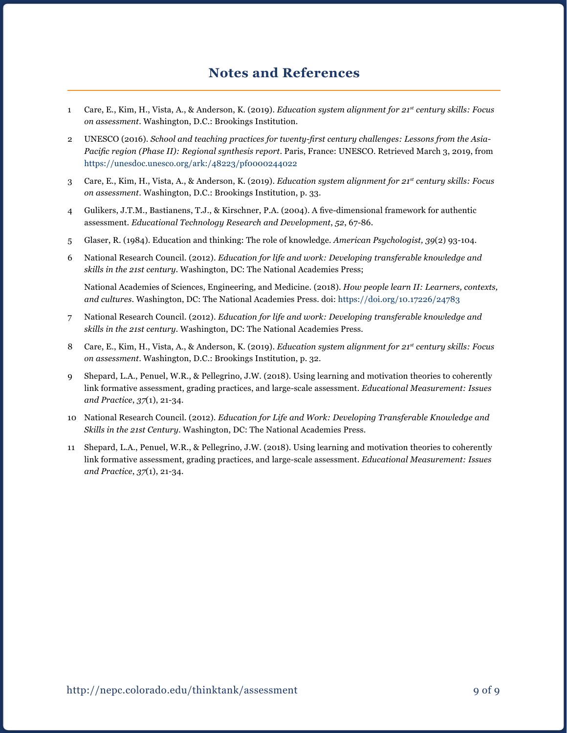# Notes and References

1 Care, E., Kim, H., Vista, A., & Anderson, K. (2019). *Education system alignment for 21st century skills: Focus on assessment*. Washington, D.C.: Brookings Institution.

2 UNESCO (2016). *School and teaching practices for twenty-first century challenges: Lessons from the Asia-Pacific region (Phase II): Regional synthesis report*. Paris, France: UNESCO. Retrieved March 3, 2019, from https://unesdoc.unesco.org/ark:/48223/pf0000244022

3 Care, E., Kim, H., Vista, A., & Anderson, K. (2019). *Education system alignment for 21st century skills: Focus on assessment*. Washington, D.C.: Brookings Institution, p. 33.

4 Gulikers, J.T.M., Bastianens, T.J., & Kirschner, P.A. (2004). A five-dimensional framework for authentic assessment. *Educational Technology Research and Development*, *52*, 67-86.

5 Glaser, R. (1984). Education and thinking: The role of knowledge. *American Psychologist, 39*(2) 93-104.

6 National Research Council. (2012). *Education for life and work: Developing transferable knowledge and skills in the 21st century*. Washington, DC: The National Academies Press;

National Academies of Sciences, Engineering, and Medicine. (2018). *How people learn II: Learners, contexts, and cultures*. Washington, DC: The National Academies Press. doi: https://doi.org/10.17226/24783

7 National Research Council. (2012). *Education for life and work: Developing transferable knowledge and skills in the 21st century*. Washington, DC: The National Academies Press.

8 Care, E., Kim, H., Vista, A., & Anderson, K. (2019). *Education system alignment for 21st century skills: Focus on assessment*. Washington, D.C.: Brookings Institution, p. 32.

9 Shepard, L.A., Penuel, W.R., & Pellegrino, J.W. (2018). Using learning and motivation theories to coherently link formative assessment, grading practices, and large-scale assessment. *Educational Measurement: Issues and Practice*, *37*(1), 21-34.

10 National Research Council. (2012). *Education for Life and Work: Developing Transferable Knowledge and Skills in the 21st Century*. Washington, DC: The National Academies Press.

11 Shepard, L.A., Penuel, W.R., & Pellegrino, J.W. (2018). Using learning and motivation theories to coherently link formative assessment, grading practices, and large-scale assessment. *Educational Measurement: Issues and Practice*, *37*(1), 21-34.